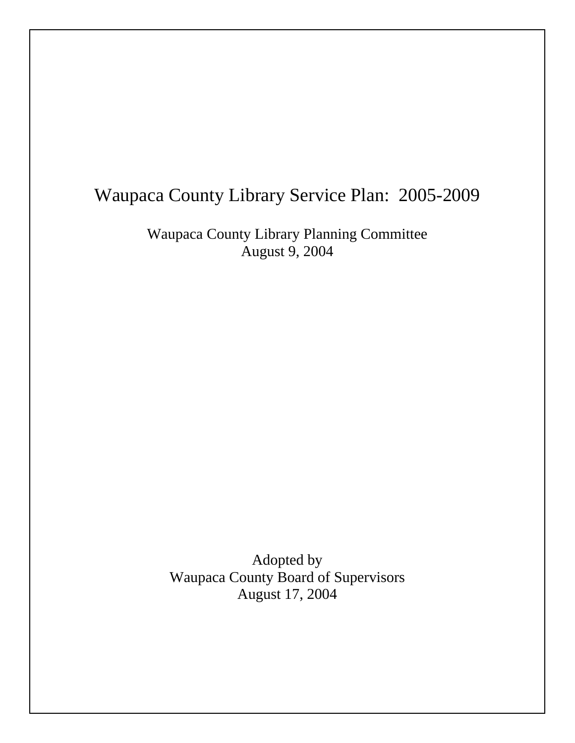# Waupaca County Library Service Plan: 2005-2009

Waupaca County Library Planning Committee
August 9, 2004

Adopted by
Waupaca County Board of Supervisors
August 17, 2004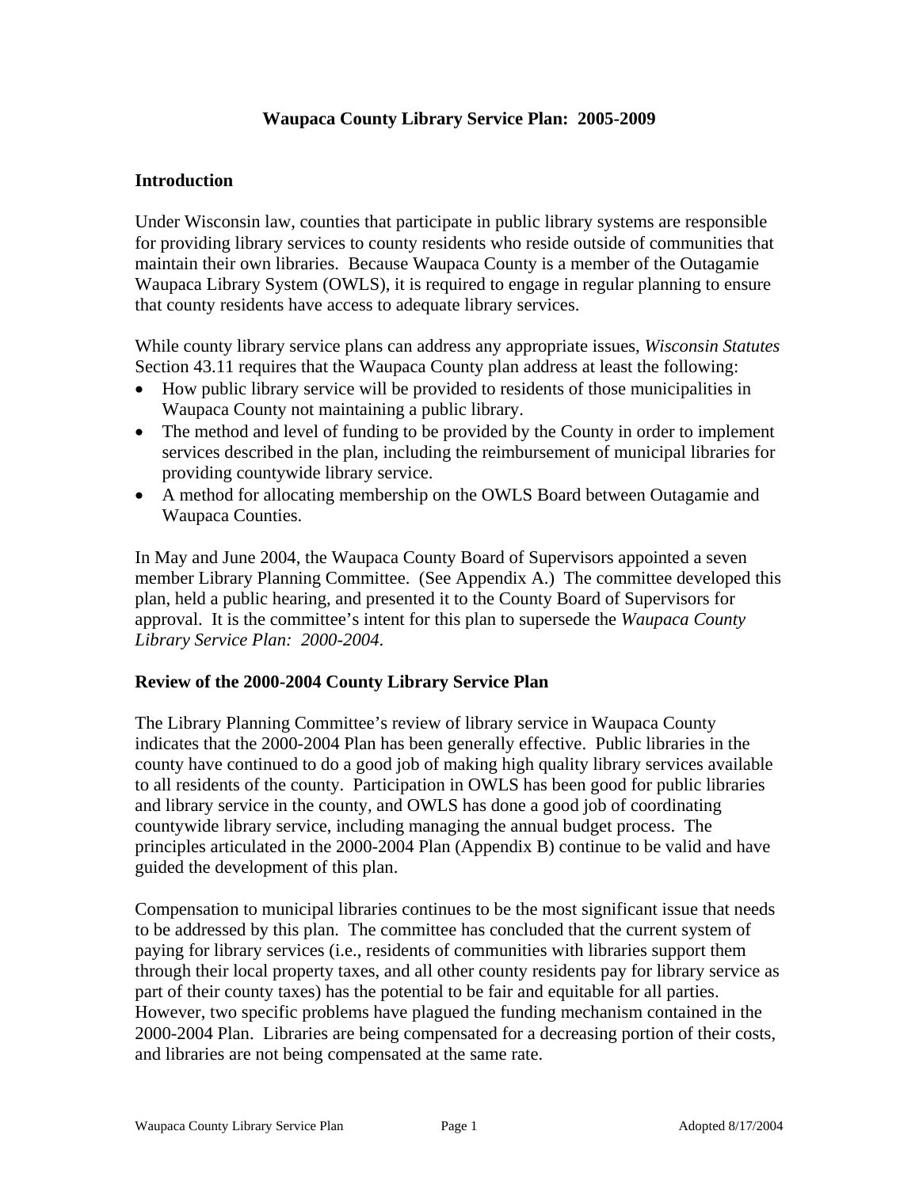# Waupaca County Library Service Plan: 2005-2009

## Introduction

Under Wisconsin law, counties that participate in public library systems are responsible for providing library services to county residents who reside outside of communities that maintain their own libraries. Because Waupaca County is a member of the Outagamie Waupaca Library System (OWLS), it is required to engage in regular planning to ensure that county residents have access to adequate library services.

While county library service plans can address any appropriate issues, *Wisconsin Statutes* Section 43.11 requires that the Waupaca County plan address at least the following:

- How public library service will be provided to residents of those municipalities in Waupaca County not maintaining a public library.
- The method and level of funding to be provided by the County in order to implement services described in the plan, including the reimbursement of municipal libraries for providing countywide library service.
- A method for allocating membership on the OWLS Board between Outagamie and Waupaca Counties.

In May and June 2004, the Waupaca County Board of Supervisors appointed a seven member Library Planning Committee. (See Appendix A.) The committee developed this plan, held a public hearing, and presented it to the County Board of Supervisors for approval. It is the committee's intent for this plan to supersede the *Waupaca County Library Service Plan: 2000-2004*.

## Review of the 2000-2004 County Library Service Plan

The Library Planning Committee's review of library service in Waupaca County indicates that the 2000-2004 Plan has been generally effective. Public libraries in the county have continued to do a good job of making high quality library services available to all residents of the county. Participation in OWLS has been good for public libraries and library service in the county, and OWLS has done a good job of coordinating countywide library service, including managing the annual budget process. The principles articulated in the 2000-2004 Plan (Appendix B) continue to be valid and have guided the development of this plan.

Compensation to municipal libraries continues to be the most significant issue that needs to be addressed by this plan. The committee has concluded that the current system of paying for library services (i.e., residents of communities with libraries support them through their local property taxes, and all other county residents pay for library service as part of their county taxes) has the potential to be fair and equitable for all parties. However, two specific problems have plagued the funding mechanism contained in the 2000-2004 Plan. Libraries are being compensated for a decreasing portion of their costs, and libraries are not being compensated at the same rate.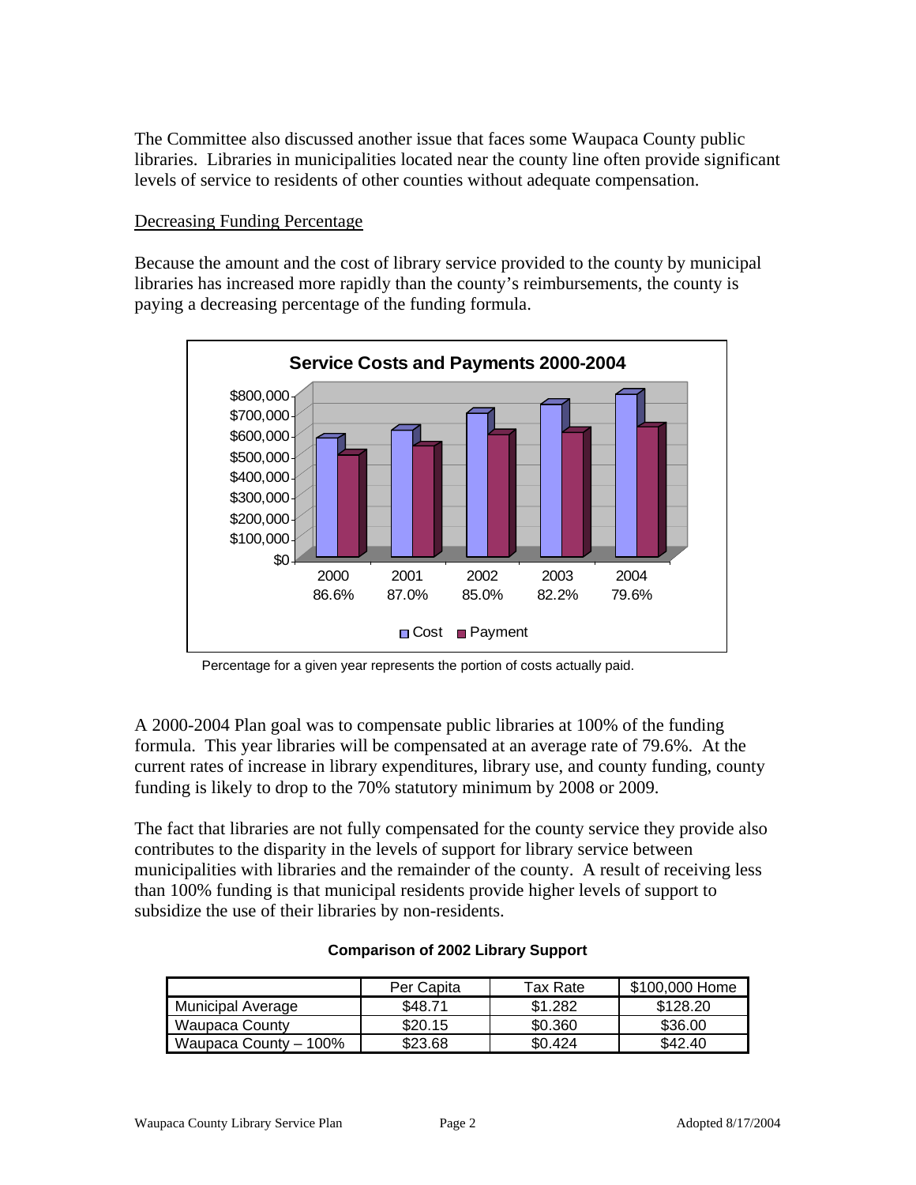The Committee also discussed another issue that faces some Waupaca County public libraries. Libraries in municipalities located near the county line often provide significant levels of service to residents of other counties without adequate compensation.

Decreasing Funding Percentage

Because the amount and the cost of library service provided to the county by municipal libraries has increased more rapidly than the county's reimbursements, the county is paying a decreasing percentage of the funding formula.

**Service Costs and Payments 2000-2004**

| 2000 | 2001 | 2002 | 2003 | 2004 |
|---|---|---|---|---|
| 86.6% | 87.0% | 85.0% | 82.2% | 79.6% |

Cost Payment

Percentage for a given year represents the portion of costs actually paid.

A 2000-2004 Plan goal was to compensate public libraries at 100% of the funding formula. This year libraries will be compensated at an average rate of 79.6%. At the current rates of increase in library expenditures, library use, and county funding, county funding is likely to drop to the 70% statutory minimum by 2008 or 2009.

The fact that libraries are not fully compensated for the county service they provide also contributes to the disparity in the levels of support for library service between municipalities with libraries and the remainder of the county. A result of receiving less than 100% funding is that municipal residents provide higher levels of support to subsidize the use of their libraries by non-residents.

**Comparison of 2002 Library Support**

| | Per Capita | Tax Rate | $100,000 Home |
|---|---|---|---|
| Municipal Average | $48.71 | $1.282 | $128.20 |
| Waupaca County | $20.15 | $0.360 | $36.00 |
| Waupaca County – 100% | $23.68 | $0.424 | $42.40 |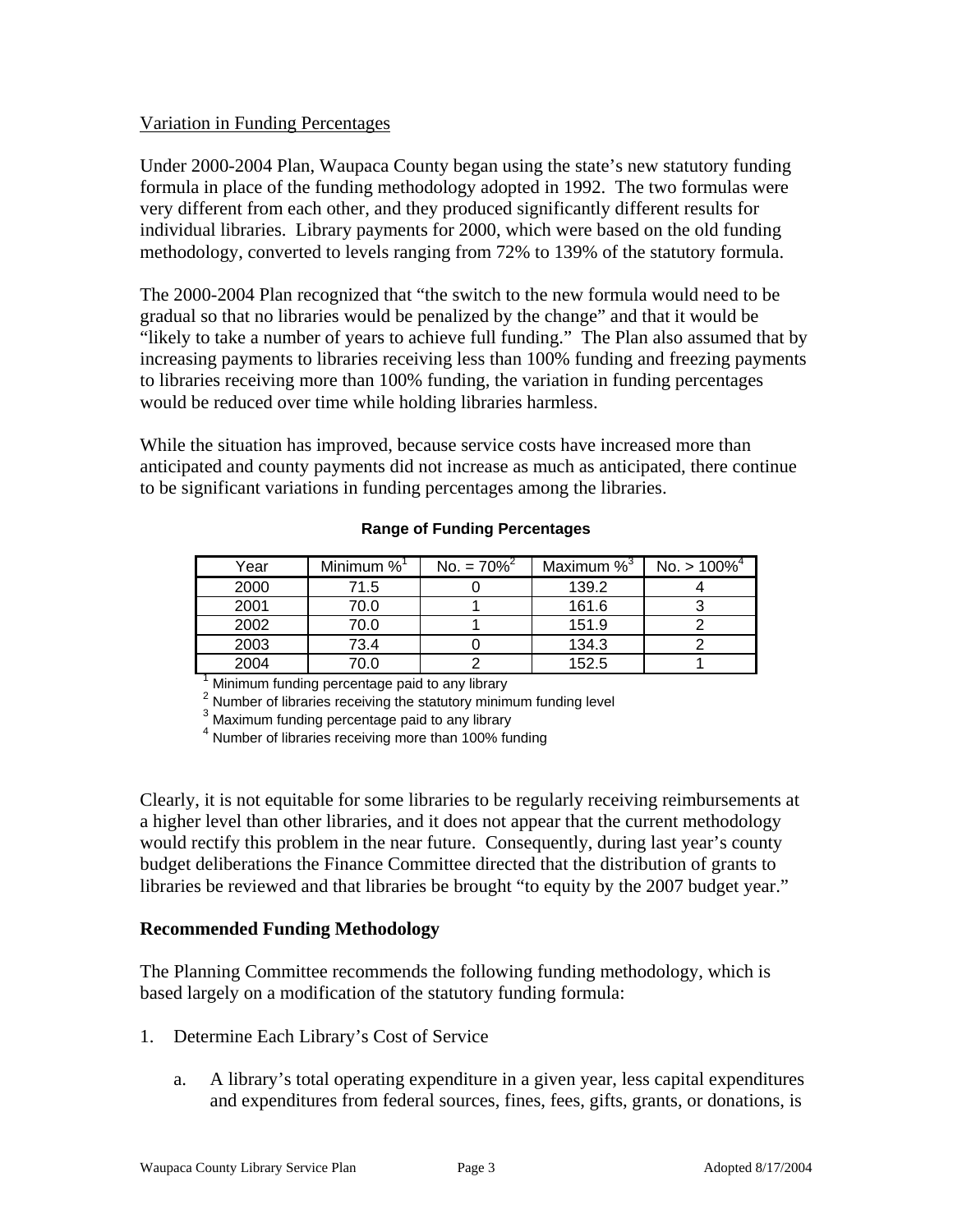Variation in Funding Percentages

Under 2000-2004 Plan, Waupaca County began using the state's new statutory funding formula in place of the funding methodology adopted in 1992. The two formulas were very different from each other, and they produced significantly different results for individual libraries. Library payments for 2000, which were based on the old funding methodology, converted to levels ranging from 72% to 139% of the statutory formula.

The 2000-2004 Plan recognized that "the switch to the new formula would need to be gradual so that no libraries would be penalized by the change" and that it would be "likely to take a number of years to achieve full funding." The Plan also assumed that by increasing payments to libraries receiving less than 100% funding and freezing payments to libraries receiving more than 100% funding, the variation in funding percentages would be reduced over time while holding libraries harmless.

While the situation has improved, because service costs have increased more than anticipated and county payments did not increase as much as anticipated, there continue to be significant variations in funding percentages among the libraries.

**Range of Funding Percentages**

| Year | Minimum %[1] | No. = 70%[2] | Maximum %[3] | No. > 100%[4] |
|---|---|---|---|---|
| 2000 | 71.5 | 0 | 139.2 | 4 |
| 2001 | 70.0 | 1 | 161.6 | 3 |
| 2002 | 70.0 | 1 | 151.9 | 2 |
| 2003 | 73.4 | 0 | 134.3 | 2 |
| 2004 | 70.0 | 2 | 152.5 | 1 |

[1] Minimum funding percentage paid to any library
[2] Number of libraries receiving the statutory minimum funding level
[3] Maximum funding percentage paid to any library
[4] Number of libraries receiving more than 100% funding

Clearly, it is not equitable for some libraries to be regularly receiving reimbursements at a higher level than other libraries, and it does not appear that the current methodology would rectify this problem in the near future. Consequently, during last year's county budget deliberations the Finance Committee directed that the distribution of grants to libraries be reviewed and that libraries be brought "to equity by the 2007 budget year."

**Recommended Funding Methodology**

The Planning Committee recommends the following funding methodology, which is based largely on a modification of the statutory funding formula:

1. Determine Each Library's Cost of Service

   a. A library's total operating expenditure in a given year, less capital expenditures and expenditures from federal sources, fines, fees, gifts, grants, or donations, is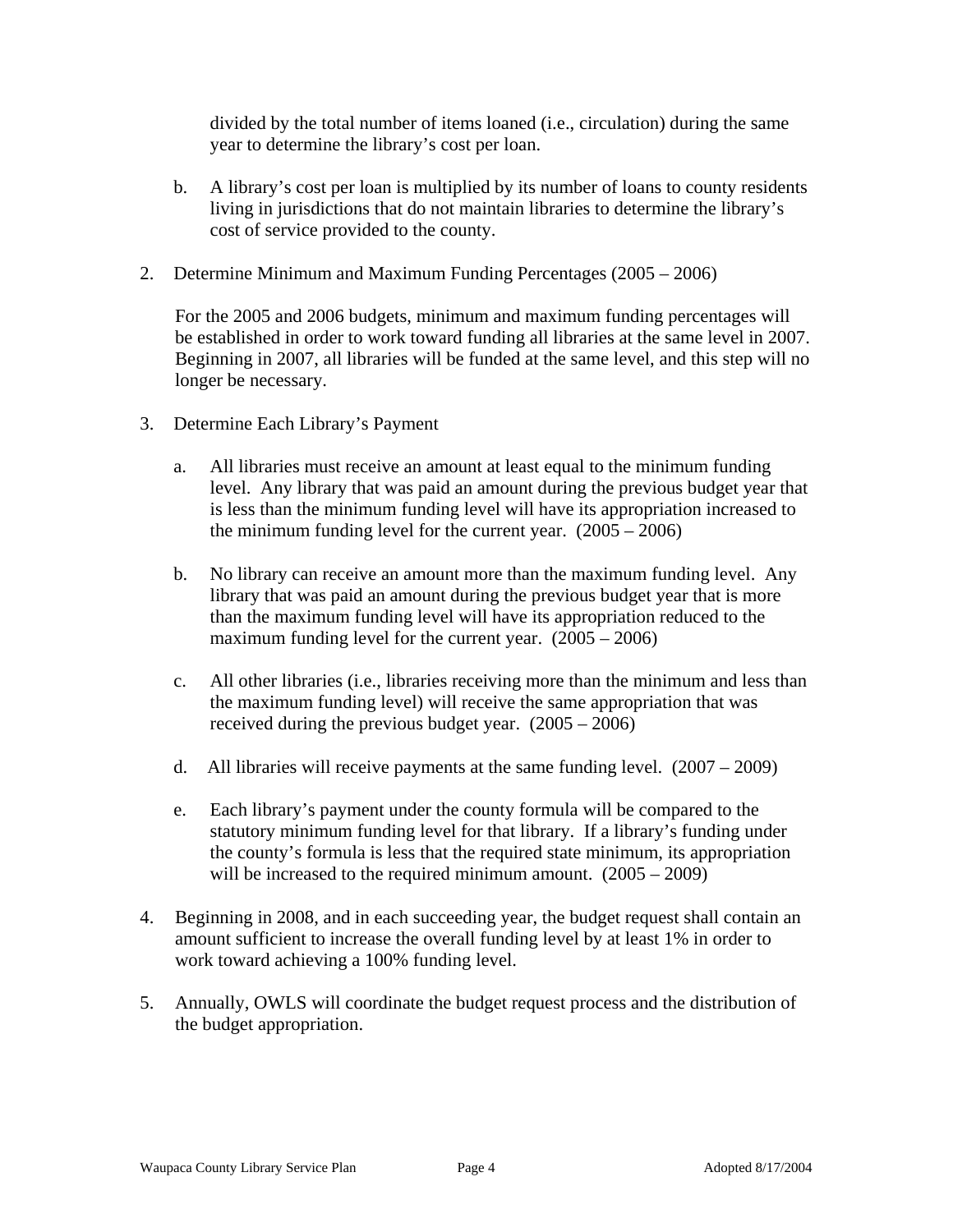divided by the total number of items loaned (i.e., circulation) during the same year to determine the library's cost per loan.

b. A library's cost per loan is multiplied by its number of loans to county residents living in jurisdictions that do not maintain libraries to determine the library's cost of service provided to the county.

2. Determine Minimum and Maximum Funding Percentages (2005 – 2006)

   For the 2005 and 2006 budgets, minimum and maximum funding percentages will be established in order to work toward funding all libraries at the same level in 2007. Beginning in 2007, all libraries will be funded at the same level, and this step will no longer be necessary.

3. Determine Each Library's Payment

   a. All libraries must receive an amount at least equal to the minimum funding level. Any library that was paid an amount during the previous budget year that is less than the minimum funding level will have its appropriation increased to the minimum funding level for the current year. (2005 – 2006)

   b. No library can receive an amount more than the maximum funding level. Any library that was paid an amount during the previous budget year that is more than the maximum funding level will have its appropriation reduced to the maximum funding level for the current year. (2005 – 2006)

   c. All other libraries (i.e., libraries receiving more than the minimum and less than the maximum funding level) will receive the same appropriation that was received during the previous budget year. (2005 – 2006)

   d. All libraries will receive payments at the same funding level. (2007 – 2009)

   e. Each library's payment under the county formula will be compared to the statutory minimum funding level for that library. If a library's funding under the county's formula is less that the required state minimum, its appropriation will be increased to the required minimum amount. (2005 – 2009)

4. Beginning in 2008, and in each succeeding year, the budget request shall contain an amount sufficient to increase the overall funding level by at least 1% in order to work toward achieving a 100% funding level.

5. Annually, OWLS will coordinate the budget request process and the distribution of the budget appropriation.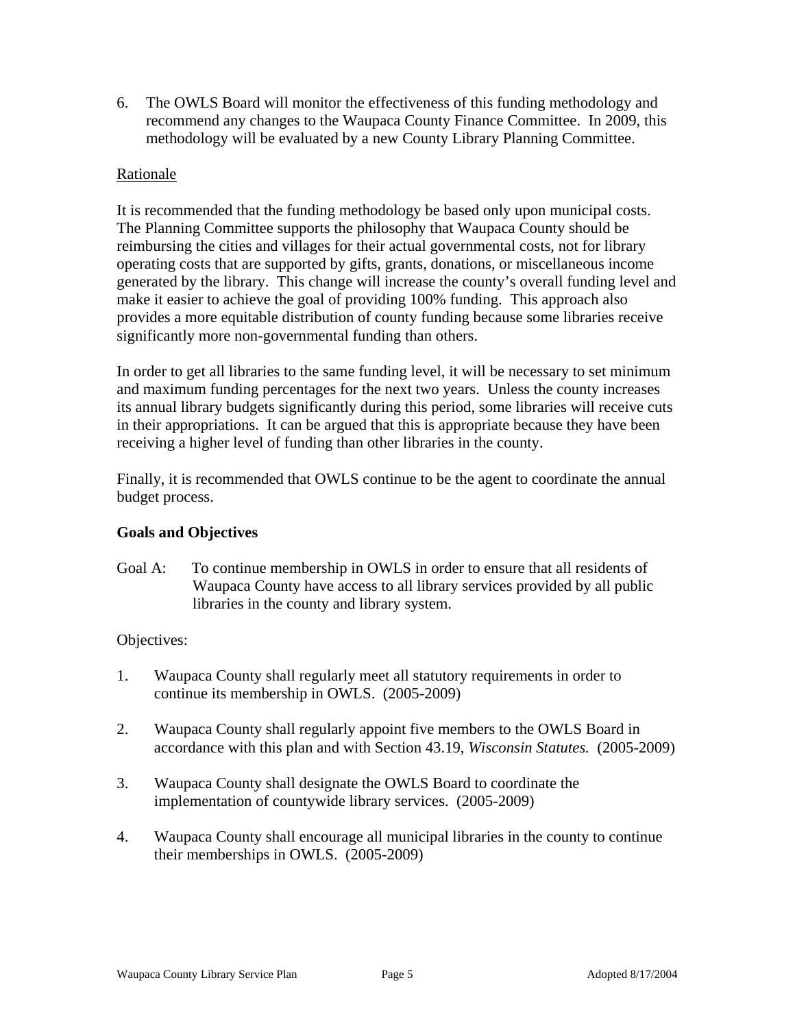6. The OWLS Board will monitor the effectiveness of this funding methodology and recommend any changes to the Waupaca County Finance Committee. In 2009, this methodology will be evaluated by a new County Library Planning Committee.

Rationale

It is recommended that the funding methodology be based only upon municipal costs. The Planning Committee supports the philosophy that Waupaca County should be reimbursing the cities and villages for their actual governmental costs, not for library operating costs that are supported by gifts, grants, donations, or miscellaneous income generated by the library. This change will increase the county's overall funding level and make it easier to achieve the goal of providing 100% funding. This approach also provides a more equitable distribution of county funding because some libraries receive significantly more non-governmental funding than others.

In order to get all libraries to the same funding level, it will be necessary to set minimum and maximum funding percentages for the next two years. Unless the county increases its annual library budgets significantly during this period, some libraries will receive cuts in their appropriations. It can be argued that this is appropriate because they have been receiving a higher level of funding than other libraries in the county.

Finally, it is recommended that OWLS continue to be the agent to coordinate the annual budget process.

**Goals and Objectives**

Goal A: To continue membership in OWLS in order to ensure that all residents of Waupaca County have access to all library services provided by all public libraries in the county and library system.

Objectives:

1. Waupaca County shall regularly meet all statutory requirements in order to continue its membership in OWLS. (2005-2009)

2. Waupaca County shall regularly appoint five members to the OWLS Board in accordance with this plan and with Section 43.19, *Wisconsin Statutes.* (2005-2009)

3. Waupaca County shall designate the OWLS Board to coordinate the implementation of countywide library services. (2005-2009)

4. Waupaca County shall encourage all municipal libraries in the county to continue their memberships in OWLS. (2005-2009)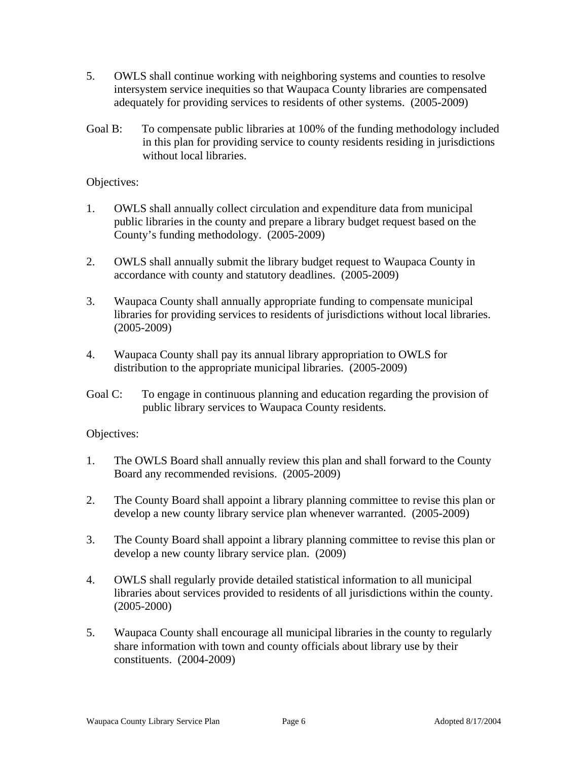5. OWLS shall continue working with neighboring systems and counties to resolve intersystem service inequities so that Waupaca County libraries are compensated adequately for providing services to residents of other systems. (2005-2009)

Goal B: To compensate public libraries at 100% of the funding methodology included in this plan for providing service to county residents residing in jurisdictions without local libraries.

Objectives:

1. OWLS shall annually collect circulation and expenditure data from municipal public libraries in the county and prepare a library budget request based on the County's funding methodology. (2005-2009)

2. OWLS shall annually submit the library budget request to Waupaca County in accordance with county and statutory deadlines. (2005-2009)

3. Waupaca County shall annually appropriate funding to compensate municipal libraries for providing services to residents of jurisdictions without local libraries. (2005-2009)

4. Waupaca County shall pay its annual library appropriation to OWLS for distribution to the appropriate municipal libraries. (2005-2009)

Goal C: To engage in continuous planning and education regarding the provision of public library services to Waupaca County residents.

Objectives:

1. The OWLS Board shall annually review this plan and shall forward to the County Board any recommended revisions. (2005-2009)

2. The County Board shall appoint a library planning committee to revise this plan or develop a new county library service plan whenever warranted. (2005-2009)

3. The County Board shall appoint a library planning committee to revise this plan or develop a new county library service plan. (2009)

4. OWLS shall regularly provide detailed statistical information to all municipal libraries about services provided to residents of all jurisdictions within the county. (2005-2000)

5. Waupaca County shall encourage all municipal libraries in the county to regularly share information with town and county officials about library use by their constituents. (2004-2009)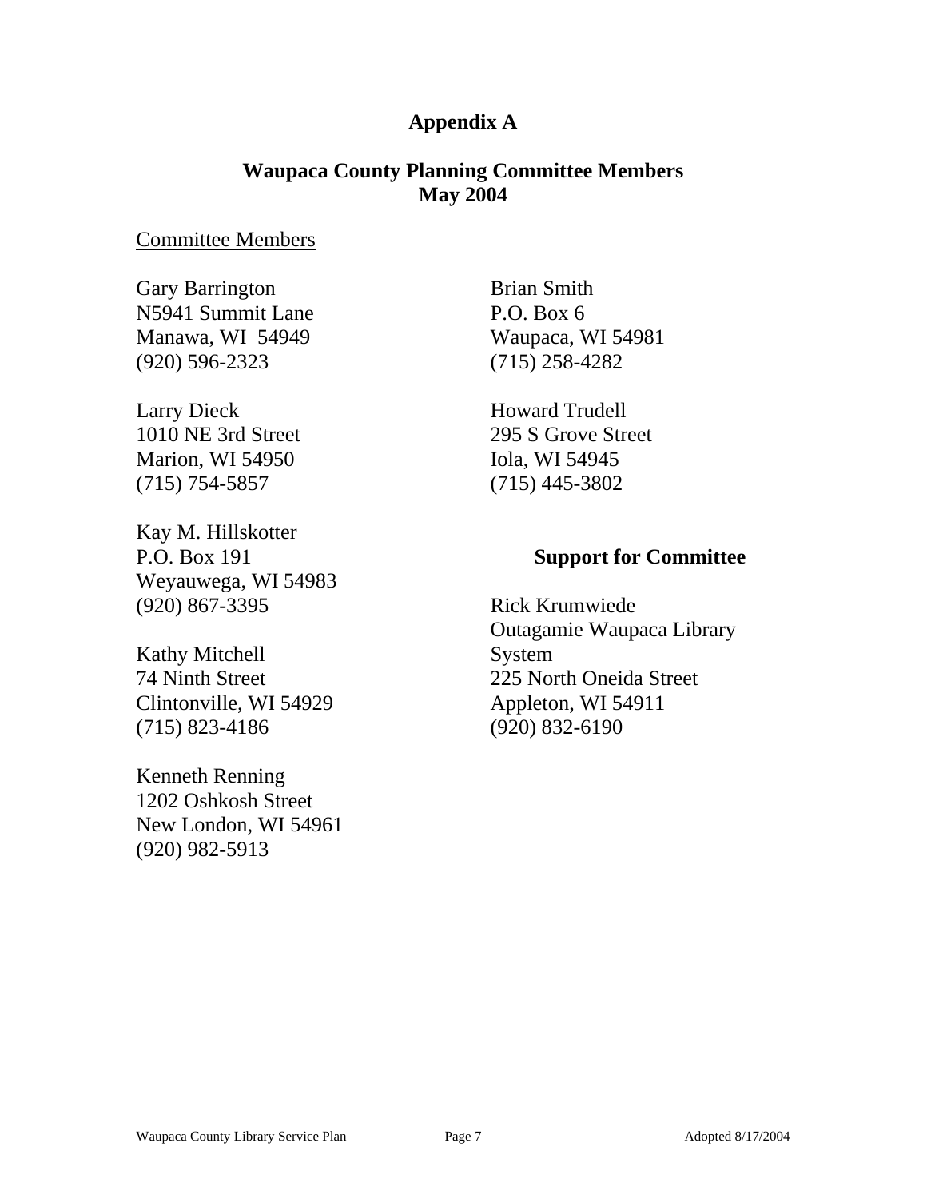# Appendix A

## Waupaca County Planning Committee Members
## May 2004

Committee Members

Gary Barrington
N5941 Summit Lane
Manawa, WI  54949
(920) 596-2323

Larry Dieck
1010 NE 3rd Street
Marion, WI 54950
(715) 754-5857

Kay M. Hillskotter
P.O. Box 191
Weyauwega, WI 54983
(920) 867-3395

Kathy Mitchell
74 Ninth Street
Clintonville, WI 54929
(715) 823-4186

Kenneth Renning
1202 Oshkosh Street
New London, WI 54961
(920) 982-5913

Brian Smith
P.O. Box 6
Waupaca, WI 54981
(715) 258-4282

Howard Trudell
295 S Grove Street
Iola, WI 54945
(715) 445-3802

### Support for Committee

Rick Krumwiede
Outagamie Waupaca Library System
225 North Oneida Street
Appleton, WI 54911
(920) 832-6190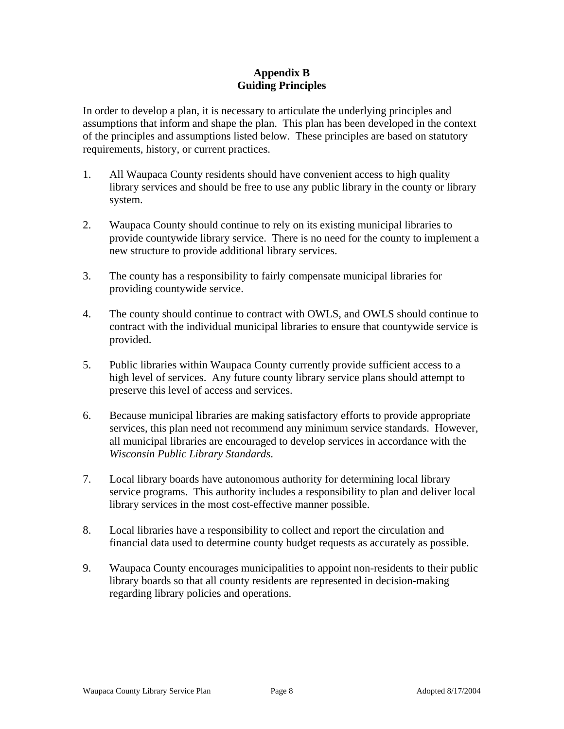# Appendix B
## Guiding Principles

In order to develop a plan, it is necessary to articulate the underlying principles and assumptions that inform and shape the plan. This plan has been developed in the context of the principles and assumptions listed below. These principles are based on statutory requirements, history, or current practices.

1. All Waupaca County residents should have convenient access to high quality library services and should be free to use any public library in the county or library system.

2. Waupaca County should continue to rely on its existing municipal libraries to provide countywide library service. There is no need for the county to implement a new structure to provide additional library services.

3. The county has a responsibility to fairly compensate municipal libraries for providing countywide service.

4. The county should continue to contract with OWLS, and OWLS should continue to contract with the individual municipal libraries to ensure that countywide service is provided.

5. Public libraries within Waupaca County currently provide sufficient access to a high level of services. Any future county library service plans should attempt to preserve this level of access and services.

6. Because municipal libraries are making satisfactory efforts to provide appropriate services, this plan need not recommend any minimum service standards. However, all municipal libraries are encouraged to develop services in accordance with the *Wisconsin Public Library Standards*.

7. Local library boards have autonomous authority for determining local library service programs. This authority includes a responsibility to plan and deliver local library services in the most cost-effective manner possible.

8. Local libraries have a responsibility to collect and report the circulation and financial data used to determine county budget requests as accurately as possible.

9. Waupaca County encourages municipalities to appoint non-residents to their public library boards so that all county residents are represented in decision-making regarding library policies and operations.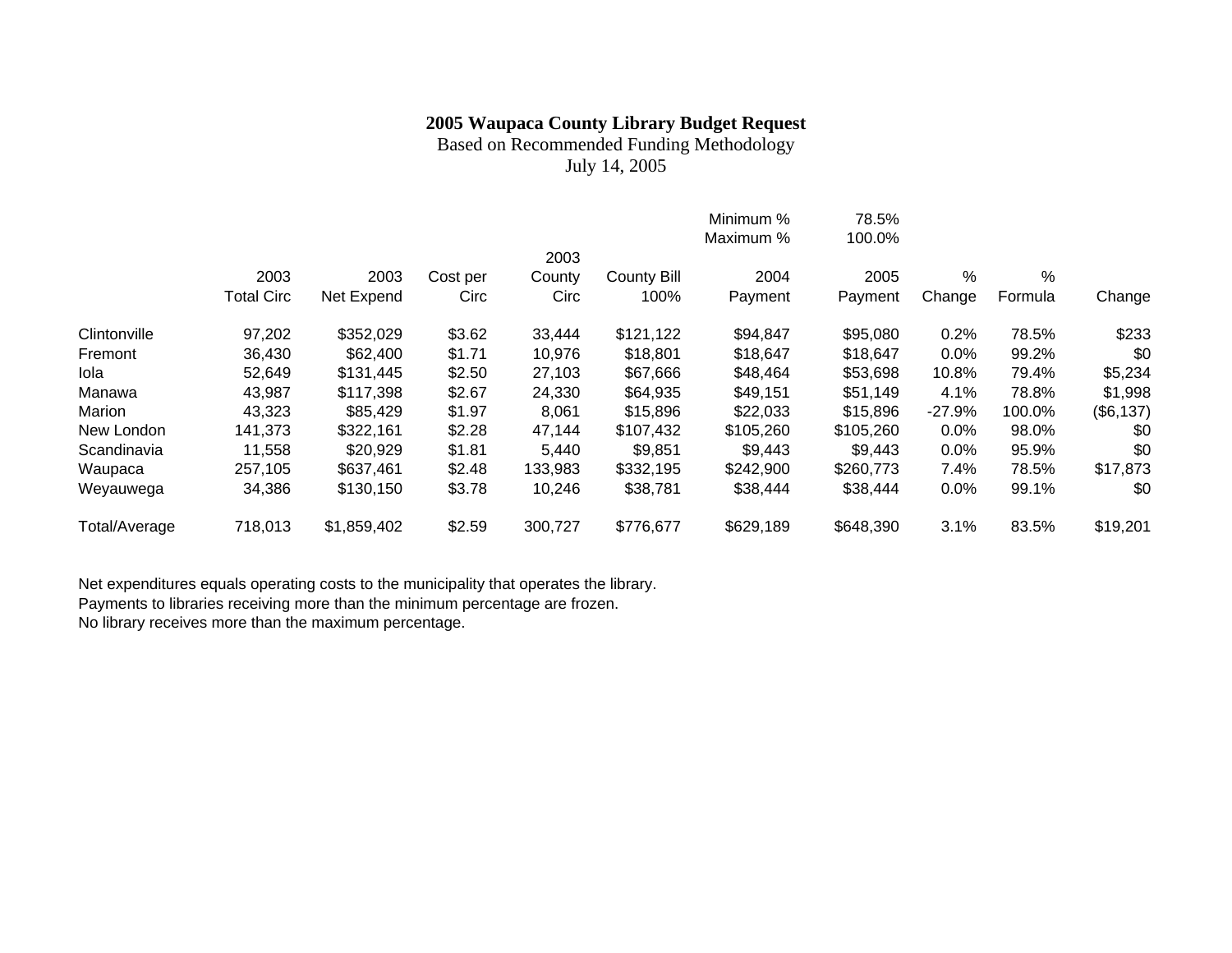**2005 Waupaca County Library Budget Request**

Based on Recommended Funding Methodology

July 14, 2005

| | | | | | | Minimum % | 78.5% | | | |
|---|---|---|---|---|---|---|---|---|---|---|
| | | | | | | Maximum % | 100.0% | | | |
| | 2003 Total Circ | 2003 Net Expend | Cost per Circ | 2003 County Circ | County Bill 100% | 2004 Payment | 2005 Payment | % Change | % Formula | Change |
| Clintonville | 97,202 | $352,029 | $3.62 | 33,444 | $121,122 | $94,847 | $95,080 | 0.2% | 78.5% | $233 |
| Fremont | 36,430 | $62,400 | $1.71 | 10,976 | $18,801 | $18,647 | $18,647 | 0.0% | 99.2% | $0 |
| Iola | 52,649 | $131,445 | $2.50 | 27,103 | $67,666 | $48,464 | $53,698 | 10.8% | 79.4% | $5,234 |
| Manawa | 43,987 | $117,398 | $2.67 | 24,330 | $64,935 | $49,151 | $51,149 | 4.1% | 78.8% | $1,998 |
| Marion | 43,323 | $85,429 | $1.97 | 8,061 | $15,896 | $22,033 | $15,896 | -27.9% | 100.0% | ($6,137) |
| New London | 141,373 | $322,161 | $2.28 | 47,144 | $107,432 | $105,260 | $105,260 | 0.0% | 98.0% | $0 |
| Scandinavia | 11,558 | $20,929 | $1.81 | 5,440 | $9,851 | $9,443 | $9,443 | 0.0% | 95.9% | $0 |
| Waupaca | 257,105 | $637,461 | $2.48 | 133,983 | $332,195 | $242,900 | $260,773 | 7.4% | 78.5% | $17,873 |
| Weyauwega | 34,386 | $130,150 | $3.78 | 10,246 | $38,781 | $38,444 | $38,444 | 0.0% | 99.1% | $0 |
| Total/Average | 718,013 | $1,859,402 | $2.59 | 300,727 | $776,677 | $629,189 | $648,390 | 3.1% | 83.5% | $19,201 |

Net expenditures equals operating costs to the municipality that operates the library.
Payments to libraries receiving more than the minimum percentage are frozen.
No library receives more than the maximum percentage.